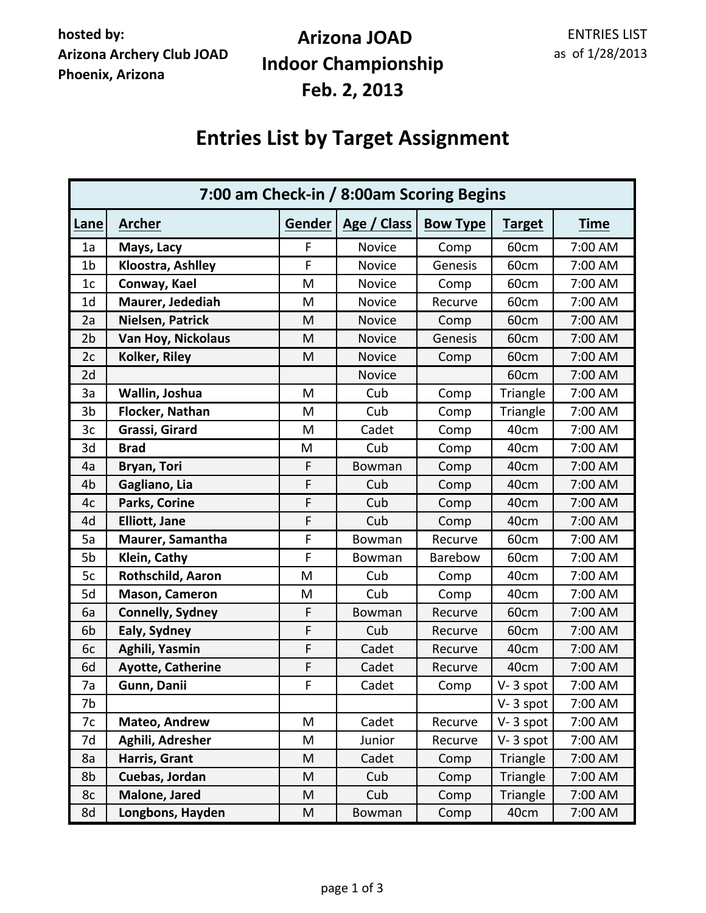**hosted by:**
**Arizona Archery Club JOAD**
**Phoenix, Arizona**

# Arizona JOAD Indoor Championship Feb. 2, 2013

ENTRIES LIST
as of 1/28/2013

## Entries List by Target Assignment

| 7:00 am Check-in / 8:00am Scoring Begins | | | | | | |
|---|---|---|---|---|---|---|
| **Lane** | **Archer** | **Gender** | **Age / Class** | **Bow Type** | **Target** | **Time** |
| 1a | **Mays, Lacy** | F | Novice | Comp | 60cm | 7:00 AM |
| 1b | **Kloostra, Ashlley** | F | Novice | Genesis | 60cm | 7:00 AM |
| 1c | **Conway, Kael** | M | Novice | Comp | 60cm | 7:00 AM |
| 1d | **Maurer, Jedediah** | M | Novice | Recurve | 60cm | 7:00 AM |
| 2a | **Nielsen, Patrick** | M | Novice | Comp | 60cm | 7:00 AM |
| 2b | **Van Hoy, Nickolaus** | M | Novice | Genesis | 60cm | 7:00 AM |
| 2c | **Kolker, Riley** | M | Novice | Comp | 60cm | 7:00 AM |
| 2d | | | Novice | | 60cm | 7:00 AM |
| 3a | **Wallin, Joshua** | M | Cub | Comp | Triangle | 7:00 AM |
| 3b | **Flocker, Nathan** | M | Cub | Comp | Triangle | 7:00 AM |
| 3c | **Grassi, Girard** | M | Cadet | Comp | 40cm | 7:00 AM |
| 3d | **Brad** | M | Cub | Comp | 40cm | 7:00 AM |
| 4a | **Bryan, Tori** | F | Bowman | Comp | 40cm | 7:00 AM |
| 4b | **Gagliano, Lia** | F | Cub | Comp | 40cm | 7:00 AM |
| 4c | **Parks, Corine** | F | Cub | Comp | 40cm | 7:00 AM |
| 4d | **Elliott, Jane** | F | Cub | Comp | 40cm | 7:00 AM |
| 5a | **Maurer, Samantha** | F | Bowman | Recurve | 60cm | 7:00 AM |
| 5b | **Klein, Cathy** | F | Bowman | Barebow | 60cm | 7:00 AM |
| 5c | **Rothschild, Aaron** | M | Cub | Comp | 40cm | 7:00 AM |
| 5d | **Mason, Cameron** | M | Cub | Comp | 40cm | 7:00 AM |
| 6a | **Connelly, Sydney** | F | Bowman | Recurve | 60cm | 7:00 AM |
| 6b | **Ealy, Sydney** | F | Cub | Recurve | 60cm | 7:00 AM |
| 6c | **Aghili, Yasmin** | F | Cadet | Recurve | 40cm | 7:00 AM |
| 6d | **Ayotte, Catherine** | F | Cadet | Recurve | 40cm | 7:00 AM |
| 7a | **Gunn, Danii** | F | Cadet | Comp | V- 3 spot | 7:00 AM |
| 7b | | | | | V- 3 spot | 7:00 AM |
| 7c | **Mateo, Andrew** | M | Cadet | Recurve | V- 3 spot | 7:00 AM |
| 7d | **Aghili, Adresher** | M | Junior | Recurve | V- 3 spot | 7:00 AM |
| 8a | **Harris, Grant** | M | Cadet | Comp | Triangle | 7:00 AM |
| 8b | **Cuebas, Jordan** | M | Cub | Comp | Triangle | 7:00 AM |
| 8c | **Malone, Jared** | M | Cub | Comp | Triangle | 7:00 AM |
| 8d | **Longbons, Hayden** | M | Bowman | Comp | 40cm | 7:00 AM |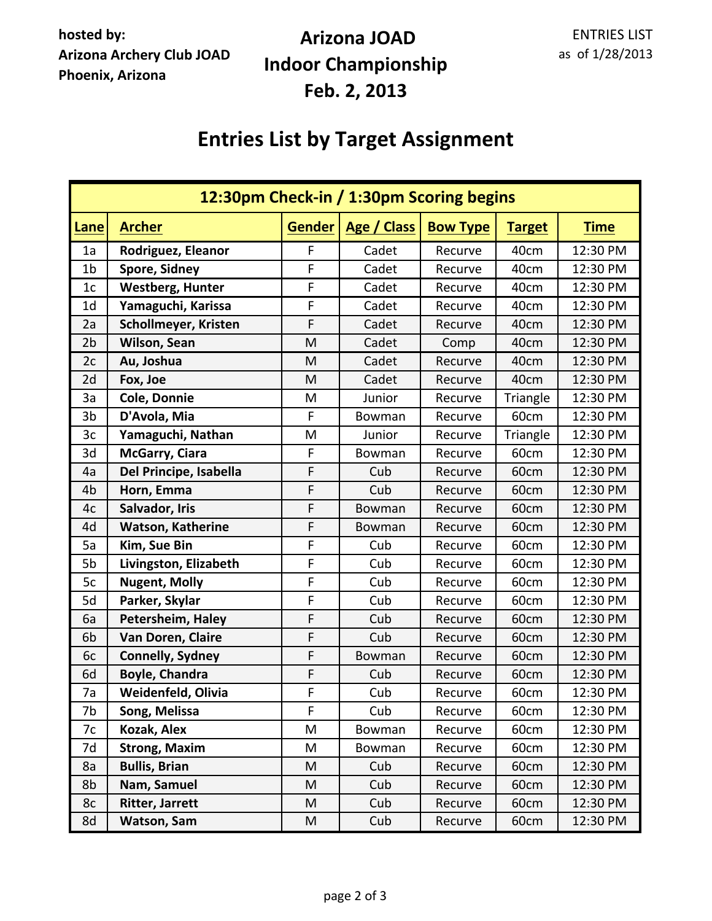**hosted by:**
**Arizona Archery Club JOAD**
**Phoenix, Arizona**

# Arizona JOAD Indoor Championship Feb. 2, 2013

ENTRIES LIST
as of 1/28/2013

## Entries List by Target Assignment

**12:30pm Check-in / 1:30pm Scoring begins**

| Lane | Archer | Gender | Age / Class | Bow Type | Target | Time |
|---|---|---|---|---|---|---|
| 1a | **Rodriguez, Eleanor** | F | Cadet | Recurve | 40cm | 12:30 PM |
| 1b | **Spore, Sidney** | F | Cadet | Recurve | 40cm | 12:30 PM |
| 1c | **Westberg, Hunter** | F | Cadet | Recurve | 40cm | 12:30 PM |
| 1d | **Yamaguchi, Karissa** | F | Cadet | Recurve | 40cm | 12:30 PM |
| 2a | **Schollmeyer, Kristen** | F | Cadet | Recurve | 40cm | 12:30 PM |
| 2b | **Wilson, Sean** | M | Cadet | Comp | 40cm | 12:30 PM |
| 2c | **Au, Joshua** | M | Cadet | Recurve | 40cm | 12:30 PM |
| 2d | **Fox, Joe** | M | Cadet | Recurve | 40cm | 12:30 PM |
| 3a | **Cole, Donnie** | M | Junior | Recurve | Triangle | 12:30 PM |
| 3b | **D'Avola, Mia** | F | Bowman | Recurve | 60cm | 12:30 PM |
| 3c | **Yamaguchi, Nathan** | M | Junior | Recurve | Triangle | 12:30 PM |
| 3d | **McGarry, Ciara** | F | Bowman | Recurve | 60cm | 12:30 PM |
| 4a | **Del Principe, Isabella** | F | Cub | Recurve | 60cm | 12:30 PM |
| 4b | **Horn, Emma** | F | Cub | Recurve | 60cm | 12:30 PM |
| 4c | **Salvador, Iris** | F | Bowman | Recurve | 60cm | 12:30 PM |
| 4d | **Watson, Katherine** | F | Bowman | Recurve | 60cm | 12:30 PM |
| 5a | **Kim, Sue Bin** | F | Cub | Recurve | 60cm | 12:30 PM |
| 5b | **Livingston, Elizabeth** | F | Cub | Recurve | 60cm | 12:30 PM |
| 5c | **Nugent, Molly** | F | Cub | Recurve | 60cm | 12:30 PM |
| 5d | **Parker, Skylar** | F | Cub | Recurve | 60cm | 12:30 PM |
| 6a | **Petersheim, Haley** | F | Cub | Recurve | 60cm | 12:30 PM |
| 6b | **Van Doren, Claire** | F | Cub | Recurve | 60cm | 12:30 PM |
| 6c | **Connelly, Sydney** | F | Bowman | Recurve | 60cm | 12:30 PM |
| 6d | **Boyle, Chandra** | F | Cub | Recurve | 60cm | 12:30 PM |
| 7a | **Weidenfeld, Olivia** | F | Cub | Recurve | 60cm | 12:30 PM |
| 7b | **Song, Melissa** | F | Cub | Recurve | 60cm | 12:30 PM |
| 7c | **Kozak, Alex** | M | Bowman | Recurve | 60cm | 12:30 PM |
| 7d | **Strong, Maxim** | M | Bowman | Recurve | 60cm | 12:30 PM |
| 8a | **Bullis, Brian** | M | Cub | Recurve | 60cm | 12:30 PM |
| 8b | **Nam, Samuel** | M | Cub | Recurve | 60cm | 12:30 PM |
| 8c | **Ritter, Jarrett** | M | Cub | Recurve | 60cm | 12:30 PM |
| 8d | **Watson, Sam** | M | Cub | Recurve | 60cm | 12:30 PM |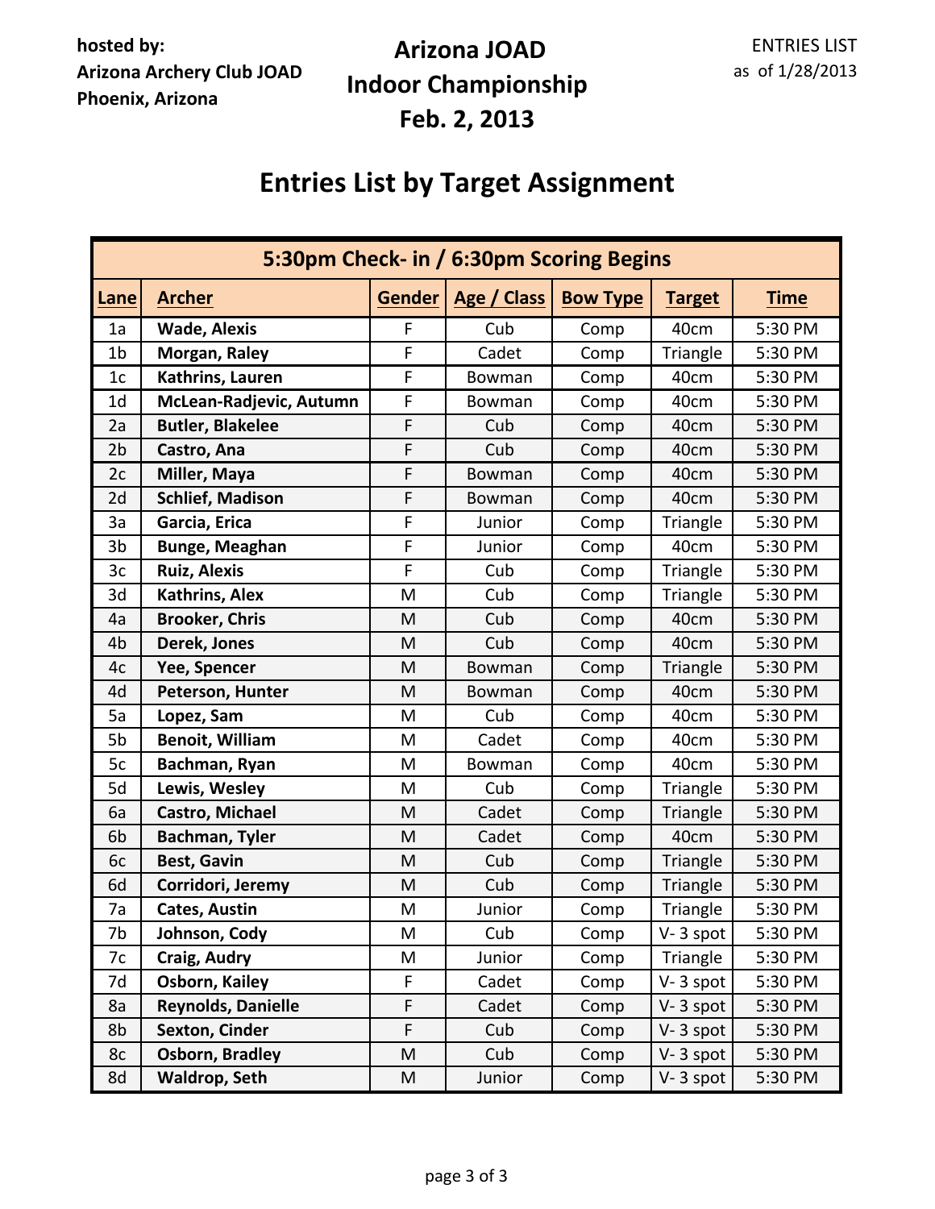hosted by:
**Arizona Archery Club JOAD**
**Phoenix, Arizona**

# Arizona JOAD Indoor Championship Feb. 2, 2013

ENTRIES LIST
as of 1/28/2013

## Entries List by Target Assignment

| 5:30pm Check- in / 6:30pm Scoring Begins | | | | | | |
|---|---|---|---|---|---|---|
| **Lane** | **Archer** | **Gender** | **Age / Class** | **Bow Type** | **Target** | **Time** |
| 1a | **Wade, Alexis** | F | Cub | Comp | 40cm | 5:30 PM |
| 1b | **Morgan, Raley** | F | Cadet | Comp | Triangle | 5:30 PM |
| 1c | **Kathrins, Lauren** | F | Bowman | Comp | 40cm | 5:30 PM |
| 1d | **McLean-Radjevic, Autumn** | F | Bowman | Comp | 40cm | 5:30 PM |
| 2a | **Butler, Blakelee** | F | Cub | Comp | 40cm | 5:30 PM |
| 2b | **Castro, Ana** | F | Cub | Comp | 40cm | 5:30 PM |
| 2c | **Miller, Maya** | F | Bowman | Comp | 40cm | 5:30 PM |
| 2d | **Schlief, Madison** | F | Bowman | Comp | 40cm | 5:30 PM |
| 3a | **Garcia, Erica** | F | Junior | Comp | Triangle | 5:30 PM |
| 3b | **Bunge, Meaghan** | F | Junior | Comp | 40cm | 5:30 PM |
| 3c | **Ruiz, Alexis** | F | Cub | Comp | Triangle | 5:30 PM |
| 3d | **Kathrins, Alex** | M | Cub | Comp | Triangle | 5:30 PM |
| 4a | **Brooker, Chris** | M | Cub | Comp | 40cm | 5:30 PM |
| 4b | **Derek, Jones** | M | Cub | Comp | 40cm | 5:30 PM |
| 4c | **Yee, Spencer** | M | Bowman | Comp | Triangle | 5:30 PM |
| 4d | **Peterson, Hunter** | M | Bowman | Comp | 40cm | 5:30 PM |
| 5a | **Lopez, Sam** | M | Cub | Comp | 40cm | 5:30 PM |
| 5b | **Benoit, William** | M | Cadet | Comp | 40cm | 5:30 PM |
| 5c | **Bachman, Ryan** | M | Bowman | Comp | 40cm | 5:30 PM |
| 5d | **Lewis, Wesley** | M | Cub | Comp | Triangle | 5:30 PM |
| 6a | **Castro, Michael** | M | Cadet | Comp | Triangle | 5:30 PM |
| 6b | **Bachman, Tyler** | M | Cadet | Comp | 40cm | 5:30 PM |
| 6c | **Best, Gavin** | M | Cub | Comp | Triangle | 5:30 PM |
| 6d | **Corridori, Jeremy** | M | Cub | Comp | Triangle | 5:30 PM |
| 7a | **Cates, Austin** | M | Junior | Comp | Triangle | 5:30 PM |
| 7b | **Johnson, Cody** | M | Cub | Comp | V- 3 spot | 5:30 PM |
| 7c | **Craig, Audry** | M | Junior | Comp | Triangle | 5:30 PM |
| 7d | **Osborn, Kailey** | F | Cadet | Comp | V- 3 spot | 5:30 PM |
| 8a | **Reynolds, Danielle** | F | Cadet | Comp | V- 3 spot | 5:30 PM |
| 8b | **Sexton, Cinder** | F | Cub | Comp | V- 3 spot | 5:30 PM |
| 8c | **Osborn, Bradley** | M | Cub | Comp | V- 3 spot | 5:30 PM |
| 8d | **Waldrop, Seth** | M | Junior | Comp | V- 3 spot | 5:30 PM |